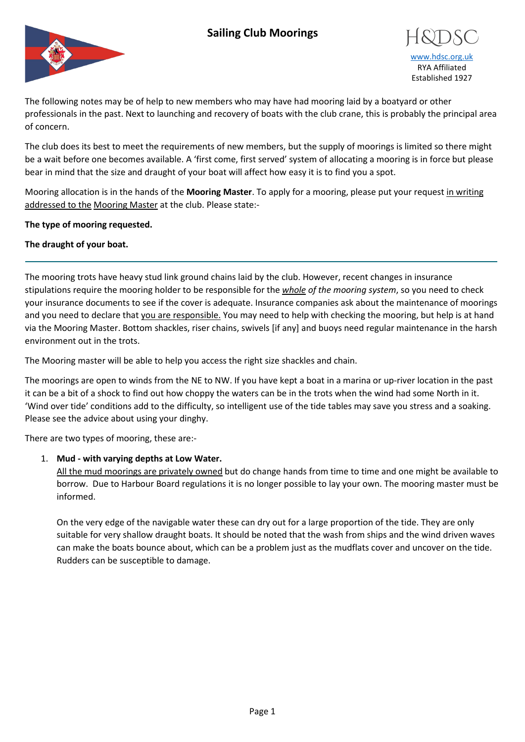# Sailing Club Moorings

H&DSC
www.hdsc.org.uk
RYA Affiliated
Established 1927

The following notes may be of help to new members who may have had mooring laid by a boatyard or other professionals in the past. Next to launching and recovery of boats with the club crane, this is probably the principal area of concern.

The club does its best to meet the requirements of new members, but the supply of moorings is limited so there might be a wait before one becomes available. A 'first come, first served' system of allocating a mooring is in force but please bear in mind that the size and draught of your boat will affect how easy it is to find you a spot.

Mooring allocation is in the hands of the **Mooring Master**. To apply for a mooring, please put your request in writing addressed to the Mooring Master at the club. Please state:-

**The type of mooring requested.**

**The draught of your boat.**

---

The mooring trots have heavy stud link ground chains laid by the club. However, recent changes in insurance stipulations require the mooring holder to be responsible for the *whole of the mooring system*, so you need to check your insurance documents to see if the cover is adequate. Insurance companies ask about the maintenance of moorings and you need to declare that you are responsible. You may need to help with checking the mooring, but help is at hand via the Mooring Master. Bottom shackles, riser chains, swivels [if any] and buoys need regular maintenance in the harsh environment out in the trots.

The Mooring master will be able to help you access the right size shackles and chain.

The moorings are open to winds from the NE to NW. If you have kept a boat in a marina or up-river location in the past it can be a bit of a shock to find out how choppy the waters can be in the trots when the wind had some North in it. 'Wind over tide' conditions add to the difficulty, so intelligent use of the tide tables may save you stress and a soaking. Please see the advice about using your dinghy.

There are two types of mooring, these are:-

1. **Mud - with varying depths at Low Water.**
   All the mud moorings are privately owned but do change hands from time to time and one might be available to borrow. Due to Harbour Board regulations it is no longer possible to lay your own. The mooring master must be informed.

   On the very edge of the navigable water these can dry out for a large proportion of the tide. They are only suitable for very shallow draught boats. It should be noted that the wash from ships and the wind driven waves can make the boats bounce about, which can be a problem just as the mudflats cover and uncover on the tide. Rudders can be susceptible to damage.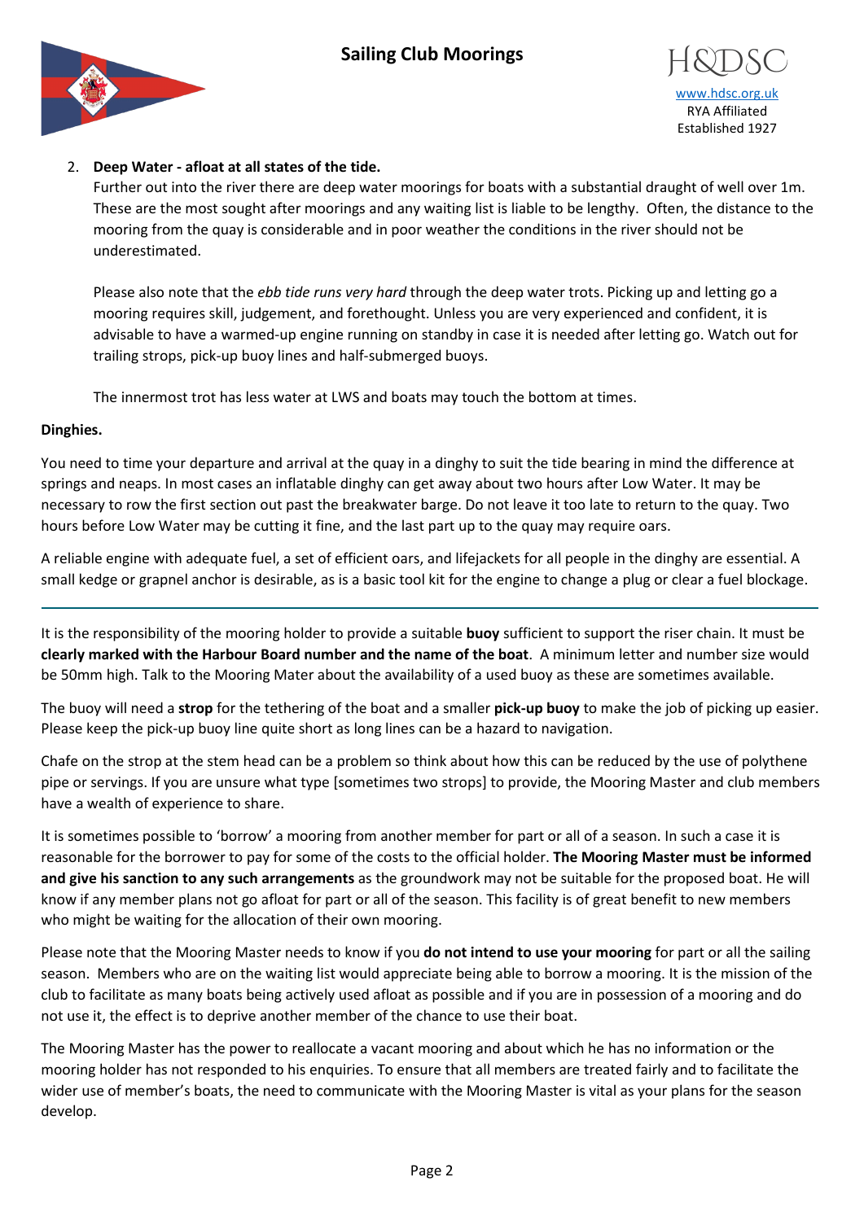2. **Deep Water - afloat at all states of the tide.**
   Further out into the river there are deep water moorings for boats with a substantial draught of well over 1m. These are the most sought after moorings and any waiting list is liable to be lengthy. Often, the distance to the mooring from the quay is considerable and in poor weather the conditions in the river should not be underestimated.

   Please also note that the *ebb tide runs very hard* through the deep water trots. Picking up and letting go a mooring requires skill, judgement, and forethought. Unless you are very experienced and confident, it is advisable to have a warmed-up engine running on standby in case it is needed after letting go. Watch out for trailing strops, pick-up buoy lines and half-submerged buoys.

   The innermost trot has less water at LWS and boats may touch the bottom at times.

**Dinghies.**

You need to time your departure and arrival at the quay in a dinghy to suit the tide bearing in mind the difference at springs and neaps. In most cases an inflatable dinghy can get away about two hours after Low Water. It may be necessary to row the first section out past the breakwater barge. Do not leave it too late to return to the quay. Two hours before Low Water may be cutting it fine, and the last part up to the quay may require oars.

A reliable engine with adequate fuel, a set of efficient oars, and lifejackets for all people in the dinghy are essential. A small kedge or grapnel anchor is desirable, as is a basic tool kit for the engine to change a plug or clear a fuel blockage.

---

It is the responsibility of the mooring holder to provide a suitable **buoy** sufficient to support the riser chain. It must be **clearly marked with the Harbour Board number and the name of the boat**. A minimum letter and number size would be 50mm high. Talk to the Mooring Mater about the availability of a used buoy as these are sometimes available.

The buoy will need a **strop** for the tethering of the boat and a smaller **pick-up buoy** to make the job of picking up easier. Please keep the pick-up buoy line quite short as long lines can be a hazard to navigation.

Chafe on the strop at the stem head can be a problem so think about how this can be reduced by the use of polythene pipe or servings. If you are unsure what type [sometimes two strops] to provide, the Mooring Master and club members have a wealth of experience to share.

It is sometimes possible to 'borrow' a mooring from another member for part or all of a season. In such a case it is reasonable for the borrower to pay for some of the costs to the official holder. **The Mooring Master must be informed and give his sanction to any such arrangements** as the groundwork may not be suitable for the proposed boat. He will know if any member plans not go afloat for part or all of the season. This facility is of great benefit to new members who might be waiting for the allocation of their own mooring.

Please note that the Mooring Master needs to know if you **do not intend to use your mooring** for part or all the sailing season. Members who are on the waiting list would appreciate being able to borrow a mooring. It is the mission of the club to facilitate as many boats being actively used afloat as possible and if you are in possession of a mooring and do not use it, the effect is to deprive another member of the chance to use their boat.

The Mooring Master has the power to reallocate a vacant mooring and about which he has no information or the mooring holder has not responded to his enquiries. To ensure that all members are treated fairly and to facilitate the wider use of member's boats, the need to communicate with the Mooring Master is vital as your plans for the season develop.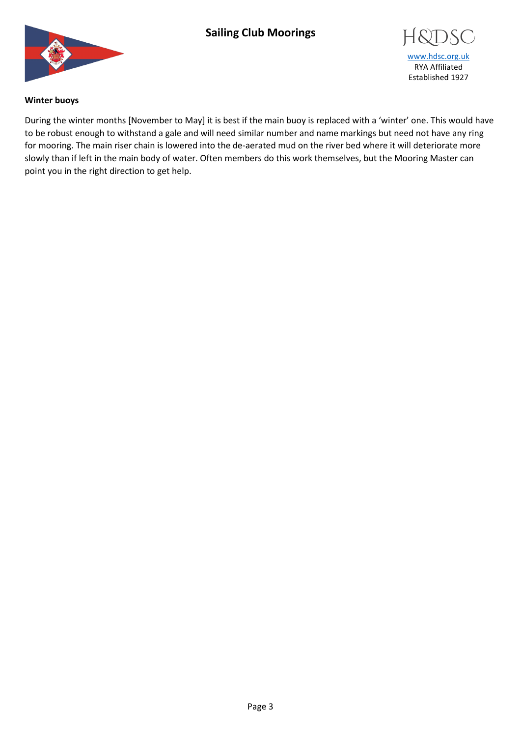**Winter buoys**

During the winter months [November to May] it is best if the main buoy is replaced with a 'winter' one. This would have to be robust enough to withstand a gale and will need similar number and name markings but need not have any ring for mooring. The main riser chain is lowered into the de-aerated mud on the river bed where it will deteriorate more slowly than if left in the main body of water. Often members do this work themselves, but the Mooring Master can point you in the right direction to get help.